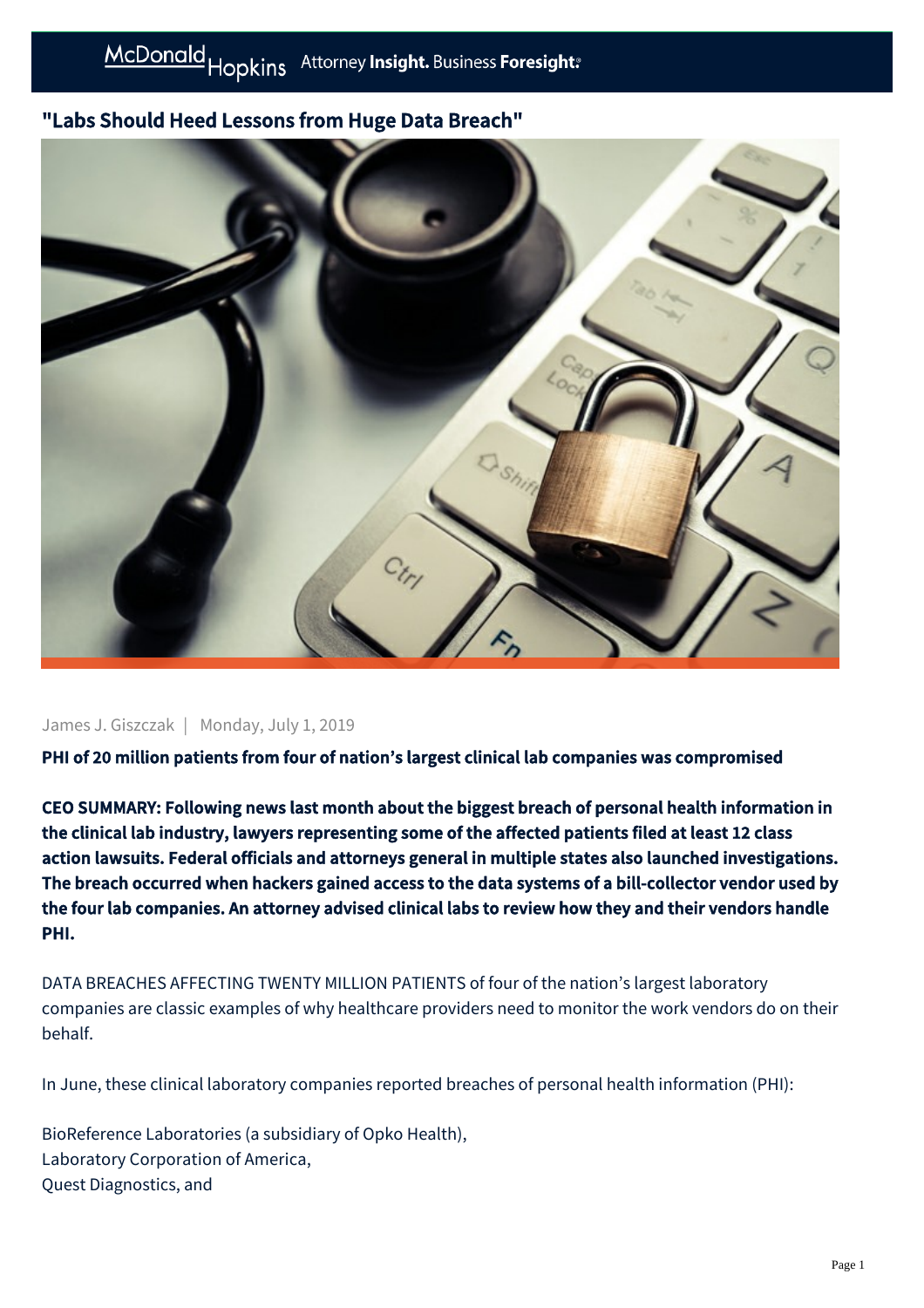# "Labs Should Heed Lessons from Huge Data Breach"

James J. Giszczak | Monday, July 1, 2019

**PHI of 20 million patients from four of nation's largest clinical lab companies was compromised**

**CEO SUMMARY: Following news last month about the biggest breach of personal health information in the clinical lab industry, lawyers representing some of the affected patients filed at least 12 class action lawsuits. Federal officials and attorneys general in multiple states also launched investigations. The breach occurred when hackers gained access to the data systems of a bill-collector vendor used by the four lab companies. An attorney advised clinical labs to review how they and their vendors handle PHI.**

DATA BREACHES AFFECTING TWENTY MILLION PATIENTS of four of the nation's largest laboratory companies are classic examples of why healthcare providers need to monitor the work vendors do on their behalf.

In June, these clinical laboratory companies reported breaches of personal health information (PHI):

BioReference Laboratories (a subsidiary of Opko Health),
Laboratory Corporation of America,
Quest Diagnostics, and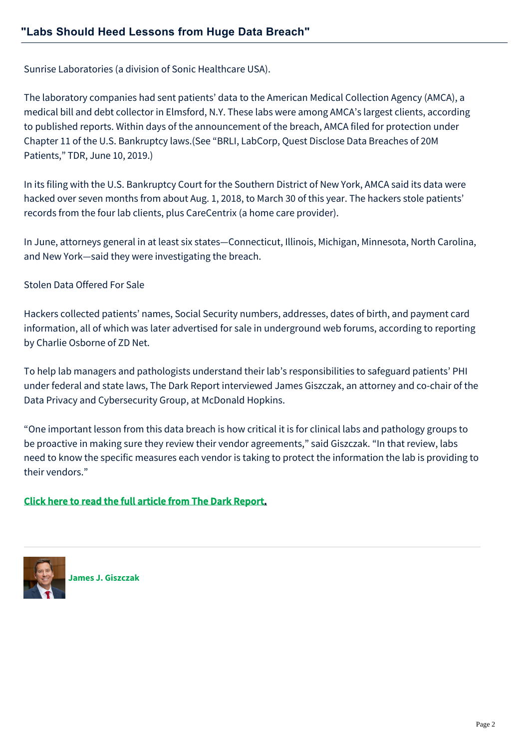Sunrise Laboratories (a division of Sonic Healthcare USA).

The laboratory companies had sent patients' data to the American Medical Collection Agency (AMCA), a medical bill and debt collector in Elmsford, N.Y. These labs were among AMCA's largest clients, according to published reports. Within days of the announcement of the breach, AMCA filed for protection under Chapter 11 of the U.S. Bankruptcy laws.(See "BRLI, LabCorp, Quest Disclose Data Breaches of 20M Patients," TDR, June 10, 2019.)

In its filing with the U.S. Bankruptcy Court for the Southern District of New York, AMCA said its data were hacked over seven months from about Aug. 1, 2018, to March 30 of this year. The hackers stole patients' records from the four lab clients, plus CareCentrix (a home care provider).

In June, attorneys general in at least six states—Connecticut, Illinois, Michigan, Minnesota, North Carolina, and New York—said they were investigating the breach.

Stolen Data Offered For Sale

Hackers collected patients' names, Social Security numbers, addresses, dates of birth, and payment card information, all of which was later advertised for sale in underground web forums, according to reporting by Charlie Osborne of ZD Net.

To help lab managers and pathologists understand their lab's responsibilities to safeguard patients' PHI under federal and state laws, The Dark Report interviewed James Giszczak, an attorney and co-chair of the Data Privacy and Cybersecurity Group, at McDonald Hopkins.

"One important lesson from this data breach is how critical it is for clinical labs and pathology groups to be proactive in making sure they review their vendor agreements," said Giszczak. "In that review, labs need to know the specific measures each vendor is taking to protect the information the lab is providing to their vendors."

**Click here to read the full article from The Dark Report.**

---

**James J. Giszczak**